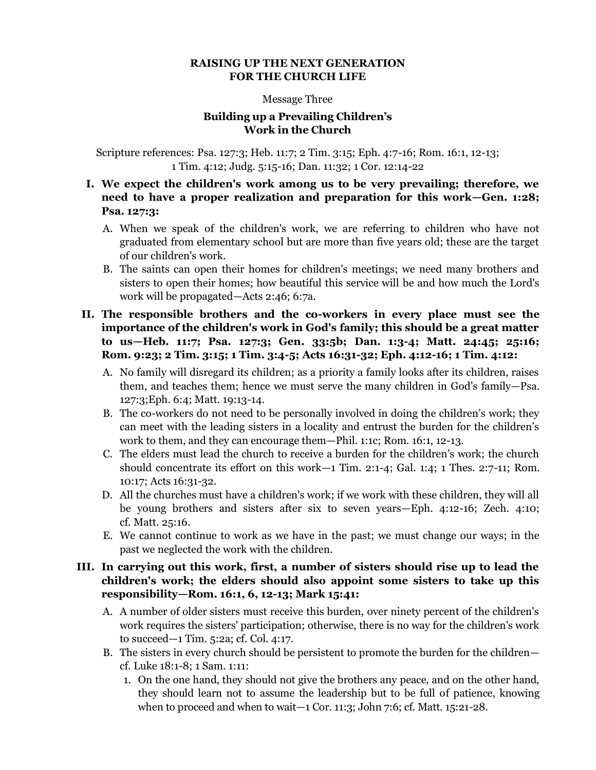**RAISING UP THE NEXT GENERATION**
**FOR THE CHURCH LIFE**

Message Three

**Building up a Prevailing Children's Work in the Church**

Scripture references: Psa. 127:3; Heb. 11:7; 2 Tim. 3:15; Eph. 4:7-16; Rom. 16:1, 12-13; 1 Tim. 4:12; Judg. 5:15-16; Dan. 11:32; 1 Cor. 12:14-22

**I. We expect the children's work among us to be very prevailing; therefore, we need to have a proper realization and preparation for this work—Gen. 1:28; Psa. 127:3:**

A. When we speak of the children's work, we are referring to children who have not graduated from elementary school but are more than five years old; these are the target of our children's work.

B. The saints can open their homes for children's meetings; we need many brothers and sisters to open their homes; how beautiful this service will be and how much the Lord's work will be propagated—Acts 2:46; 6:7a.

**II. The responsible brothers and the co-workers in every place must see the importance of the children's work in God's family; this should be a great matter to us—Heb. 11:7; Psa. 127:3; Gen. 33:5b; Dan. 1:3-4; Matt. 24:45; 25:16; Rom. 9:23; 2 Tim. 3:15; 1 Tim. 3:4-5; Acts 16:31-32; Eph. 4:12-16; 1 Tim. 4:12:**

A. No family will disregard its children; as a priority a family looks after its children, raises them, and teaches them; hence we must serve the many children in God's family—Psa. 127:3;Eph. 6:4; Matt. 19:13-14.

B. The co-workers do not need to be personally involved in doing the children's work; they can meet with the leading sisters in a locality and entrust the burden for the children's work to them, and they can encourage them—Phil. 1:1c; Rom. 16:1, 12-13.

C. The elders must lead the church to receive a burden for the children's work; the church should concentrate its effort on this work—1 Tim. 2:1-4; Gal. 1:4; 1 Thes. 2:7-11; Rom. 10:17; Acts 16:31-32.

D. All the churches must have a children's work; if we work with these children, they will all be young brothers and sisters after six to seven years—Eph. 4:12-16; Zech. 4:10; cf. Matt. 25:16.

E. We cannot continue to work as we have in the past; we must change our ways; in the past we neglected the work with the children.

**III. In carrying out this work, first, a number of sisters should rise up to lead the children's work; the elders should also appoint some sisters to take up this responsibility—Rom. 16:1, 6, 12-13; Mark 15:41:**

A. A number of older sisters must receive this burden, over ninety percent of the children's work requires the sisters' participation; otherwise, there is no way for the children's work to succeed—1 Tim. 5:2a; cf. Col. 4:17.

B. The sisters in every church should be persistent to promote the burden for the children—cf. Luke 18:1-8; 1 Sam. 1:11:

1. On the one hand, they should not give the brothers any peace, and on the other hand, they should learn not to assume the leadership but to be full of patience, knowing when to proceed and when to wait—1 Cor. 11:3; John 7:6; cf. Matt. 15:21-28.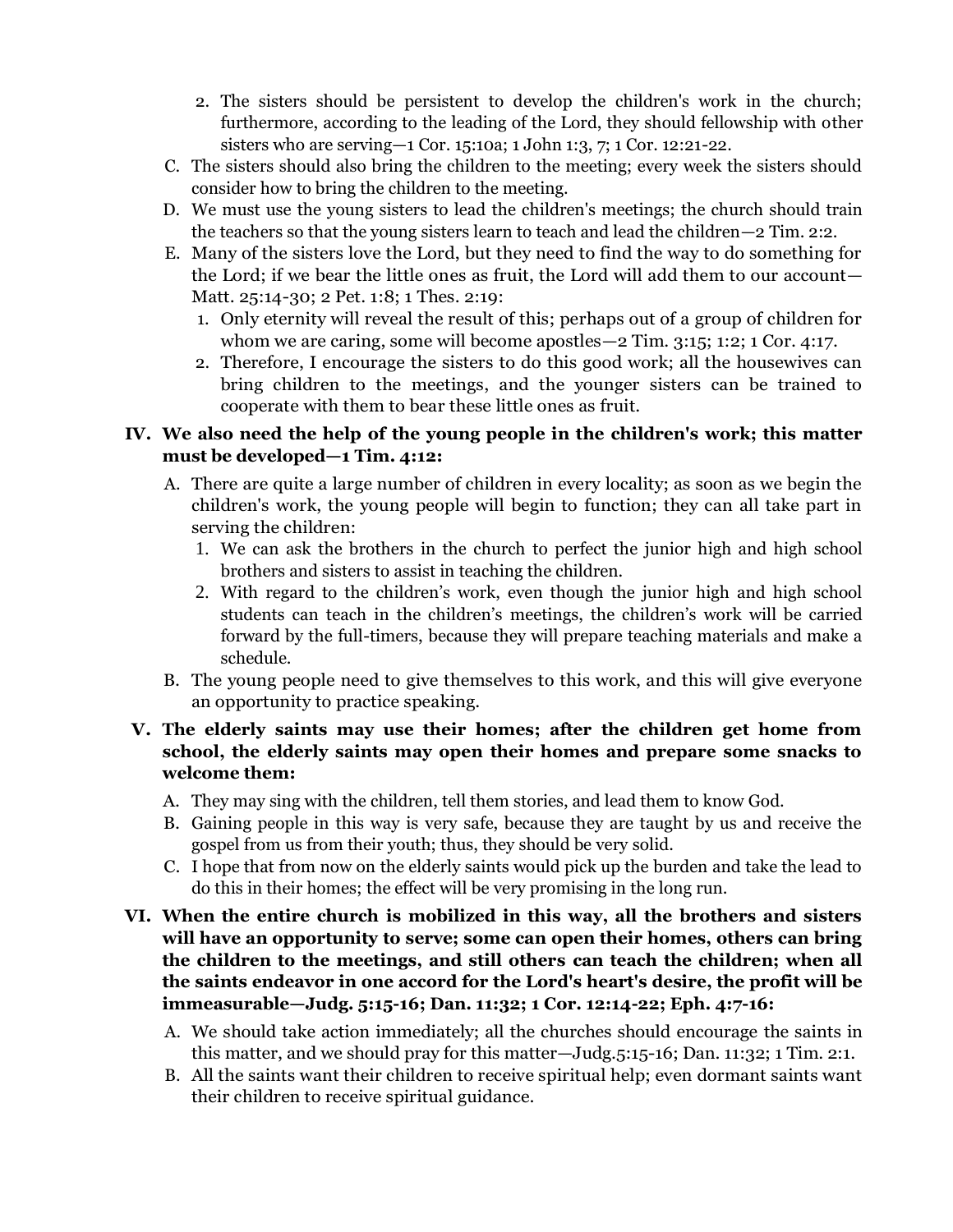2. The sisters should be persistent to develop the children's work in the church; furthermore, according to the leading of the Lord, they should fellowship with other sisters who are serving—1 Cor. 15:10a; 1 John 1:3, 7; 1 Cor. 12:21-22.

C. The sisters should also bring the children to the meeting; every week the sisters should consider how to bring the children to the meeting.

D. We must use the young sisters to lead the children's meetings; the church should train the teachers so that the young sisters learn to teach and lead the children—2 Tim. 2:2.

E. Many of the sisters love the Lord, but they need to find the way to do something for the Lord; if we bear the little ones as fruit, the Lord will add them to our account—Matt. 25:14-30; 2 Pet. 1:8; 1 Thes. 2:19:

1. Only eternity will reveal the result of this; perhaps out of a group of children for whom we are caring, some will become apostles—2 Tim. 3:15; 1:2; 1 Cor. 4:17.
2. Therefore, I encourage the sisters to do this good work; all the housewives can bring children to the meetings, and the younger sisters can be trained to cooperate with them to bear these little ones as fruit.

**IV. We also need the help of the young people in the children's work; this matter must be developed—1 Tim. 4:12:**

A. There are quite a large number of children in every locality; as soon as we begin the children's work, the young people will begin to function; they can all take part in serving the children:

1. We can ask the brothers in the church to perfect the junior high and high school brothers and sisters to assist in teaching the children.
2. With regard to the children's work, even though the junior high and high school students can teach in the children's meetings, the children's work will be carried forward by the full-timers, because they will prepare teaching materials and make a schedule.

B. The young people need to give themselves to this work, and this will give everyone an opportunity to practice speaking.

**V. The elderly saints may use their homes; after the children get home from school, the elderly saints may open their homes and prepare some snacks to welcome them:**

A. They may sing with the children, tell them stories, and lead them to know God.

B. Gaining people in this way is very safe, because they are taught by us and receive the gospel from us from their youth; thus, they should be very solid.

C. I hope that from now on the elderly saints would pick up the burden and take the lead to do this in their homes; the effect will be very promising in the long run.

**VI. When the entire church is mobilized in this way, all the brothers and sisters will have an opportunity to serve; some can open their homes, others can bring the children to the meetings, and still others can teach the children; when all the saints endeavor in one accord for the Lord's heart's desire, the profit will be immeasurable—Judg. 5:15-16; Dan. 11:32; 1 Cor. 12:14-22; Eph. 4:7-16:**

A. We should take action immediately; all the churches should encourage the saints in this matter, and we should pray for this matter—Judg.5:15-16; Dan. 11:32; 1 Tim. 2:1.

B. All the saints want their children to receive spiritual help; even dormant saints want their children to receive spiritual guidance.